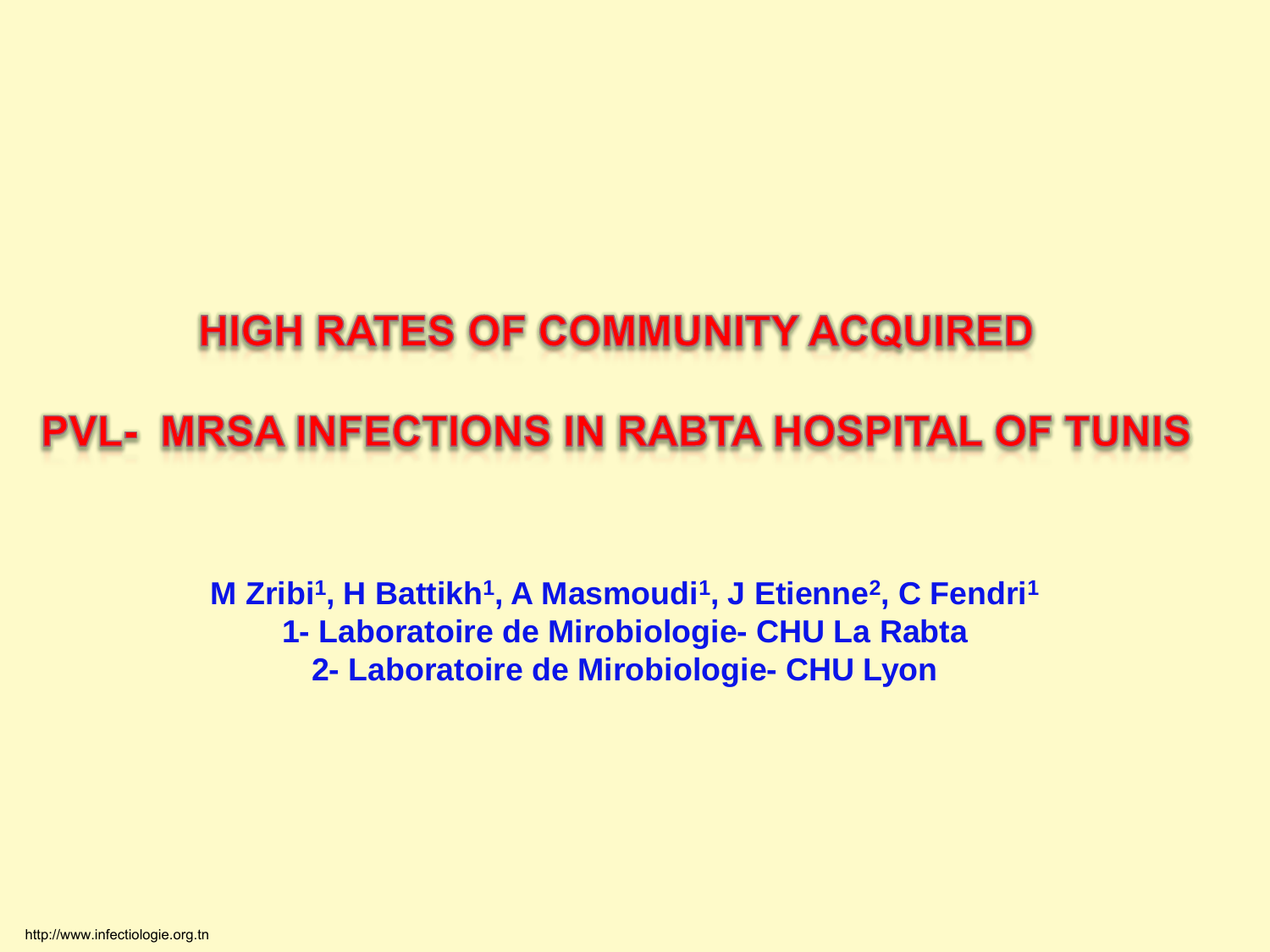# HIGH RATES OF COMMUNITY ACQUIRED PVL- MRSA INFECTIONS IN RABTA HOSPITAL OF TUNIS

**M Zribi[1], H Battikh[1], A Masmoudi[1], J Etienne[2], C Fendri[1]**

**1- Laboratoire de Mirobiologie- CHU La Rabta**

**2- Laboratoire de Mirobiologie- CHU Lyon**

http://www.infectiologie.org.tn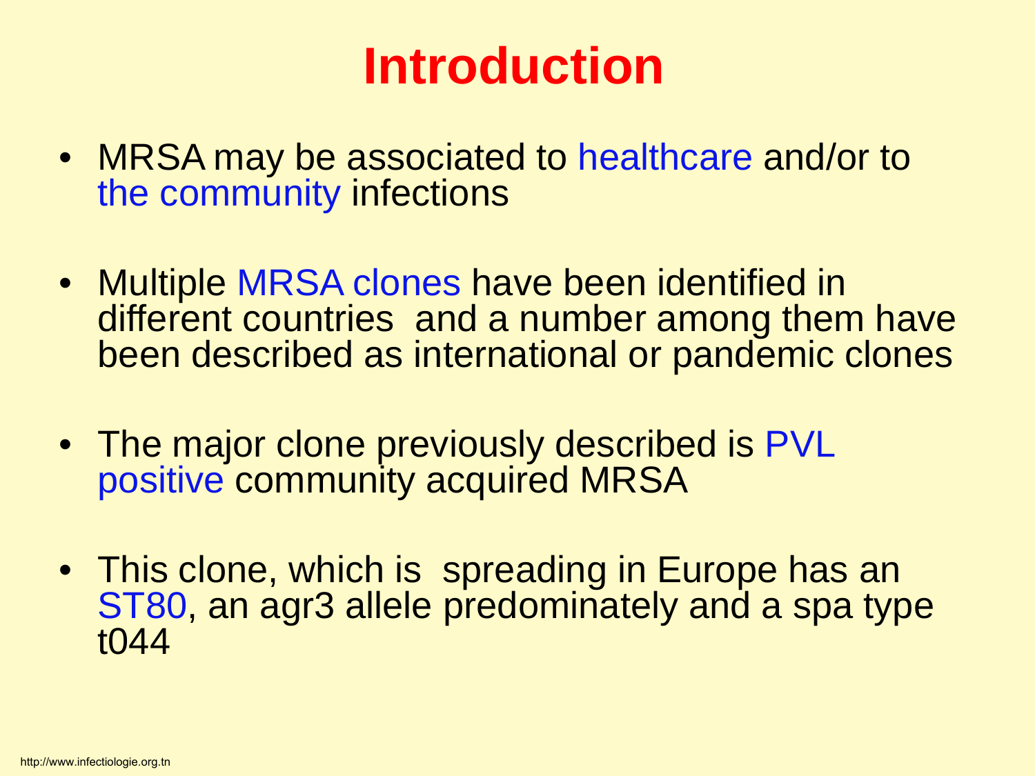# Introduction

- MRSA may be associated to healthcare and/or to the community infections
- Multiple MRSA clones have been identified in different countries and a number among them have been described as international or pandemic clones
- The major clone previously described is PVL positive community acquired MRSA
- This clone, which is spreading in Europe has an ST80, an agr3 allele predominately and a spa type t044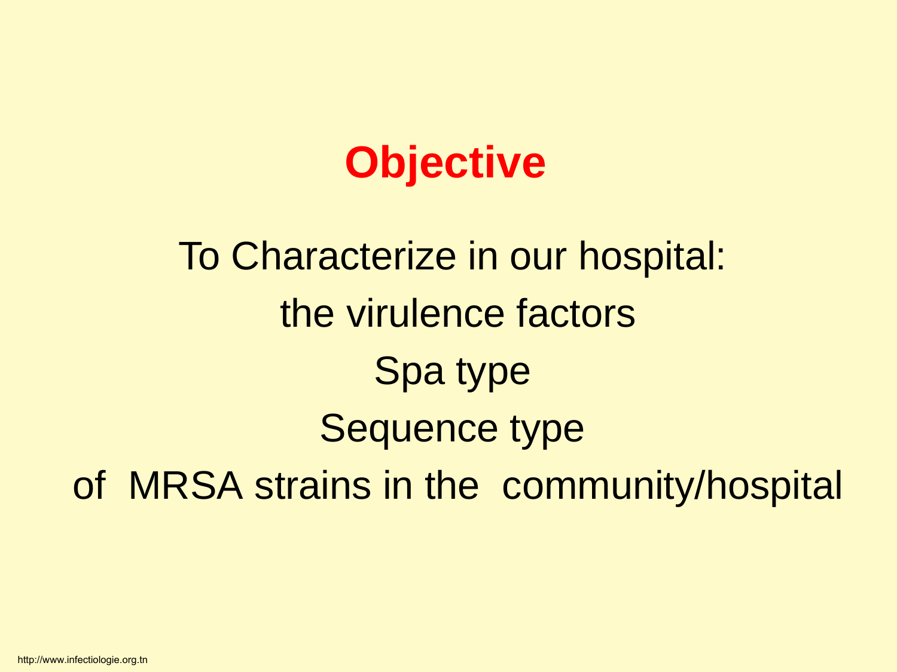# Objective

To Characterize in our hospital:

the virulence factors

Spa type

Sequence type

of MRSA strains in the community/hospital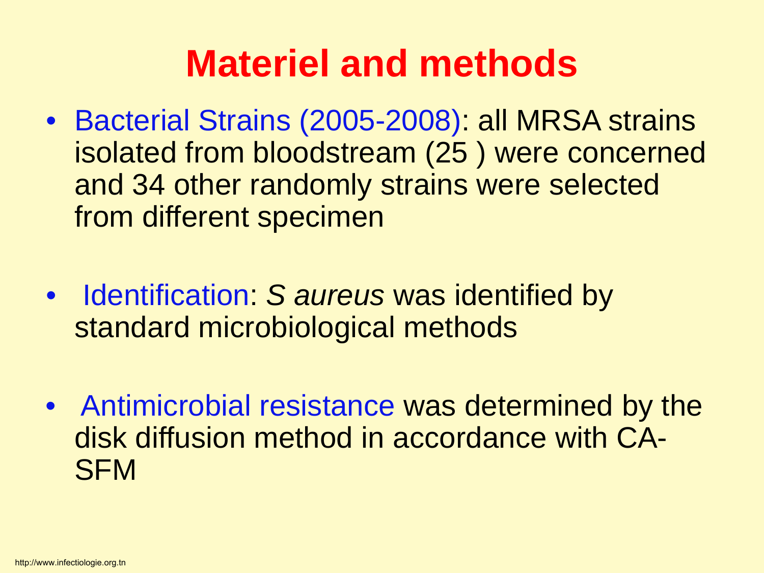# Materiel and methods

- Bacterial Strains (2005-2008): all MRSA strains isolated from bloodstream (25 ) were concerned and 34 other randomly strains were selected from different specimen

- Identification: *S aureus* was identified by standard microbiological methods

- Antimicrobial resistance was determined by the disk diffusion method in accordance with CA-SFM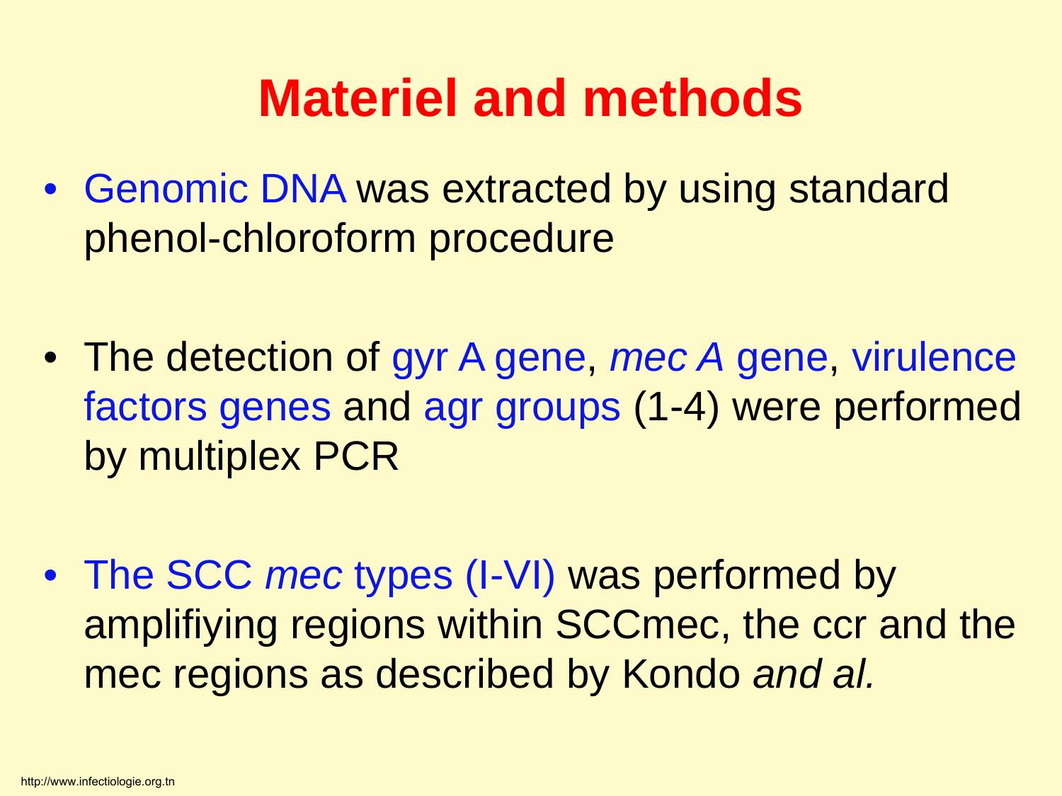# Materiel and methods

- Genomic DNA was extracted by using standard phenol-chloroform procedure

- The detection of gyr A gene, *mec A* gene, virulence factors genes and agr groups (1-4) were performed by multiplex PCR

- The SCC *mec* types (I-VI) was performed by amplifiying regions within SCCmec, the ccr and the mec regions as described by Kondo *and al.*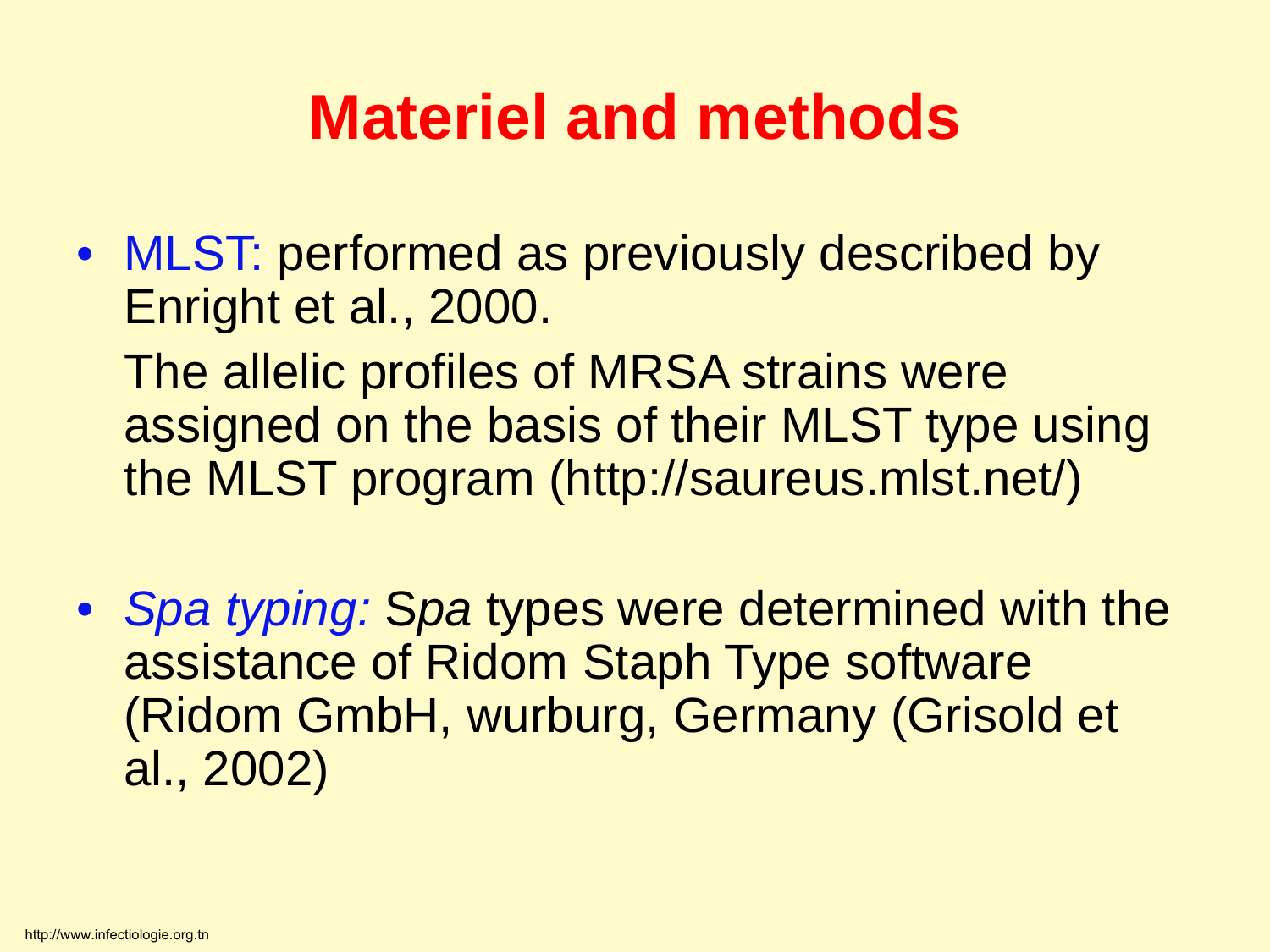# Materiel and methods

- MLST: performed as previously described by Enright et al., 2000.

  The allelic profiles of MRSA strains were assigned on the basis of their MLST type using the MLST program (http://saureus.mlst.net/)

- *Spa typing:* S*pa* types were determined with the assistance of Ridom Staph Type software (Ridom GmbH, wurburg, Germany (Grisold et al., 2002)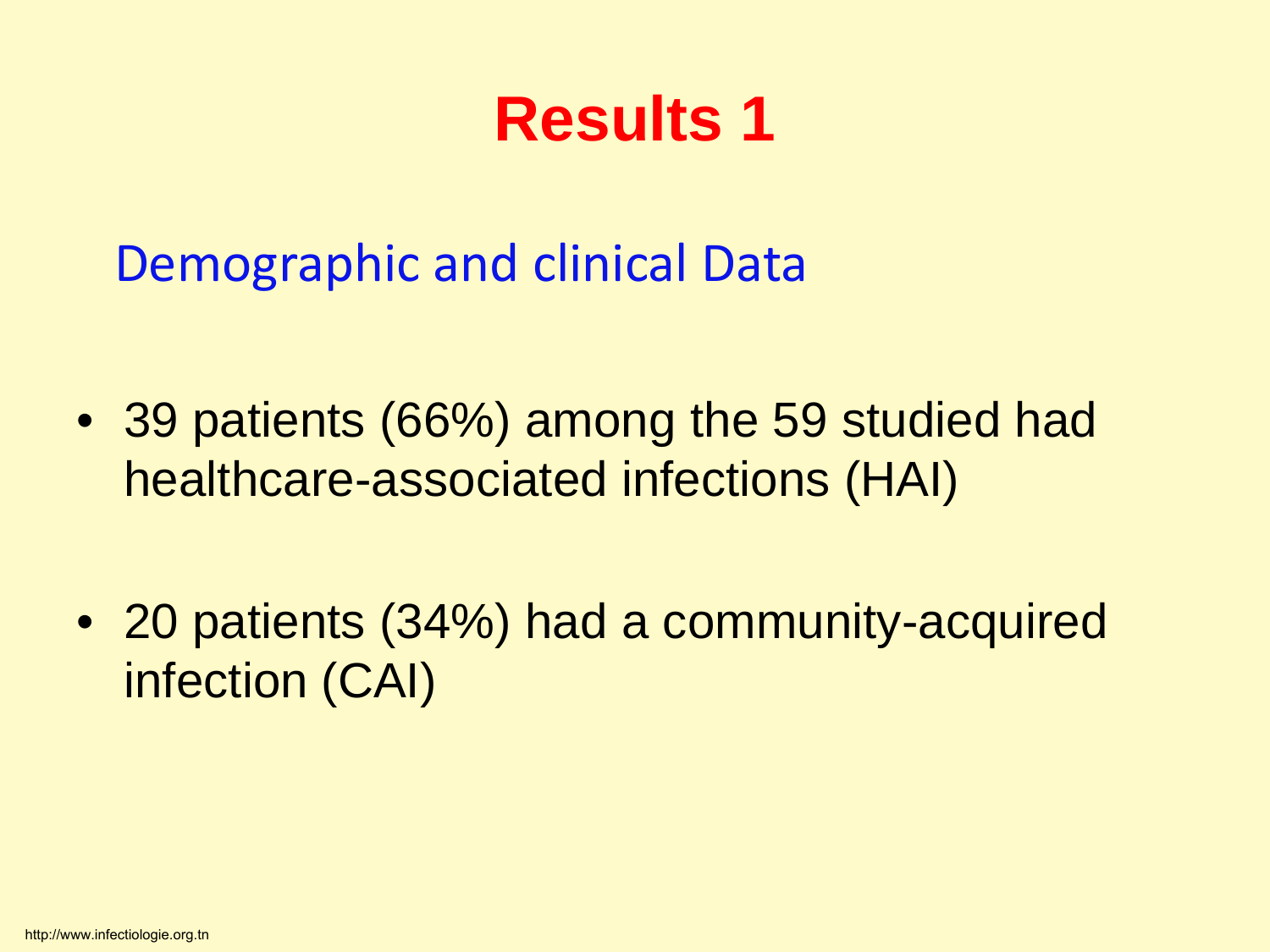# Results 1

## Demographic and clinical Data

- 39 patients (66%) among the 59 studied had healthcare-associated infections (HAI)

- 20 patients (34%) had a community-acquired infection (CAI)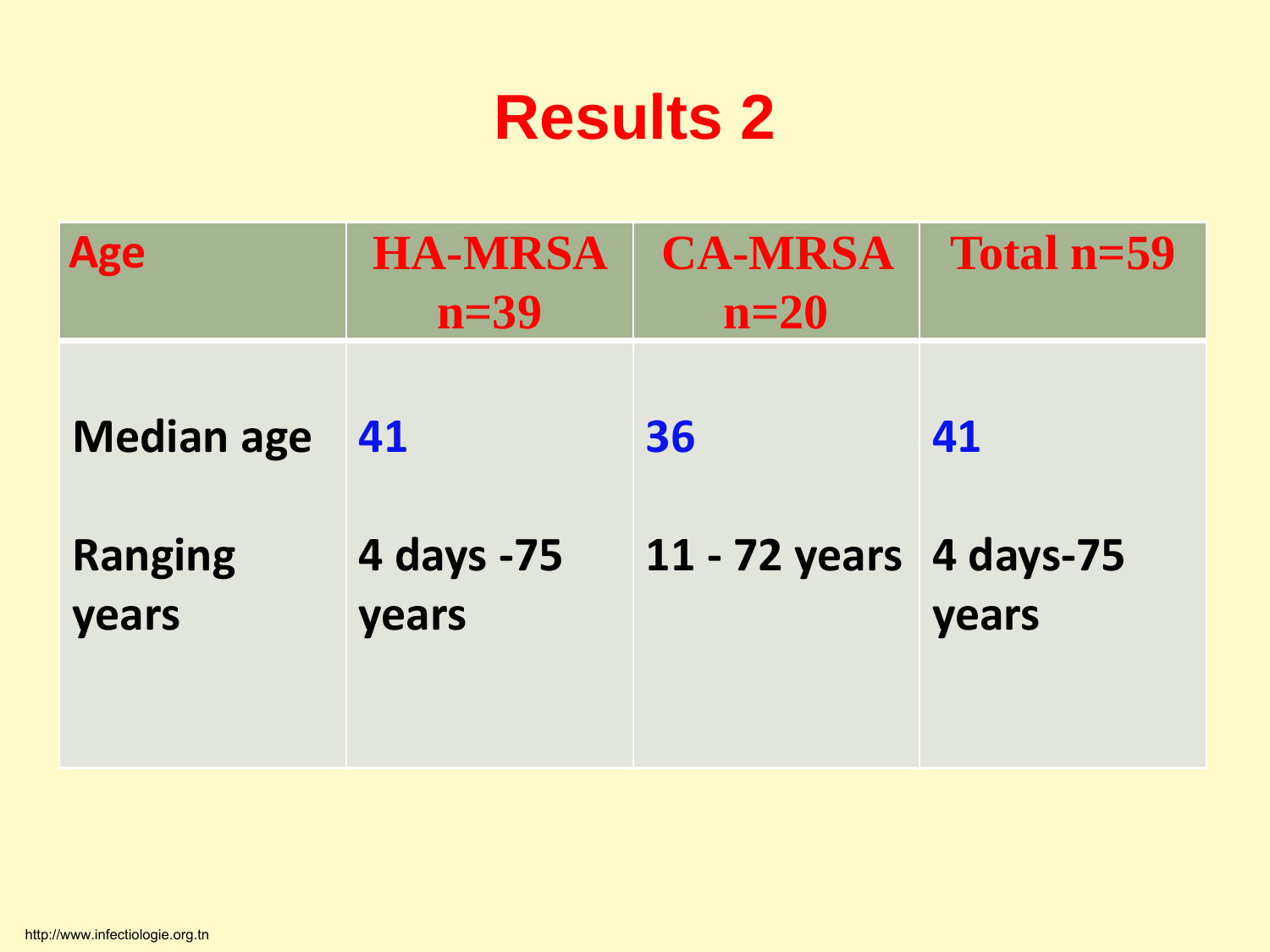# Results 2

| Age | HA-MRSA n=39 | CA-MRSA n=20 | Total n=59 |
|---|---|---|---|
| Median age | 41 | 36 | 41 |
| Ranging years | 4 days -75 years | 11 - 72 years | 4 days-75 years |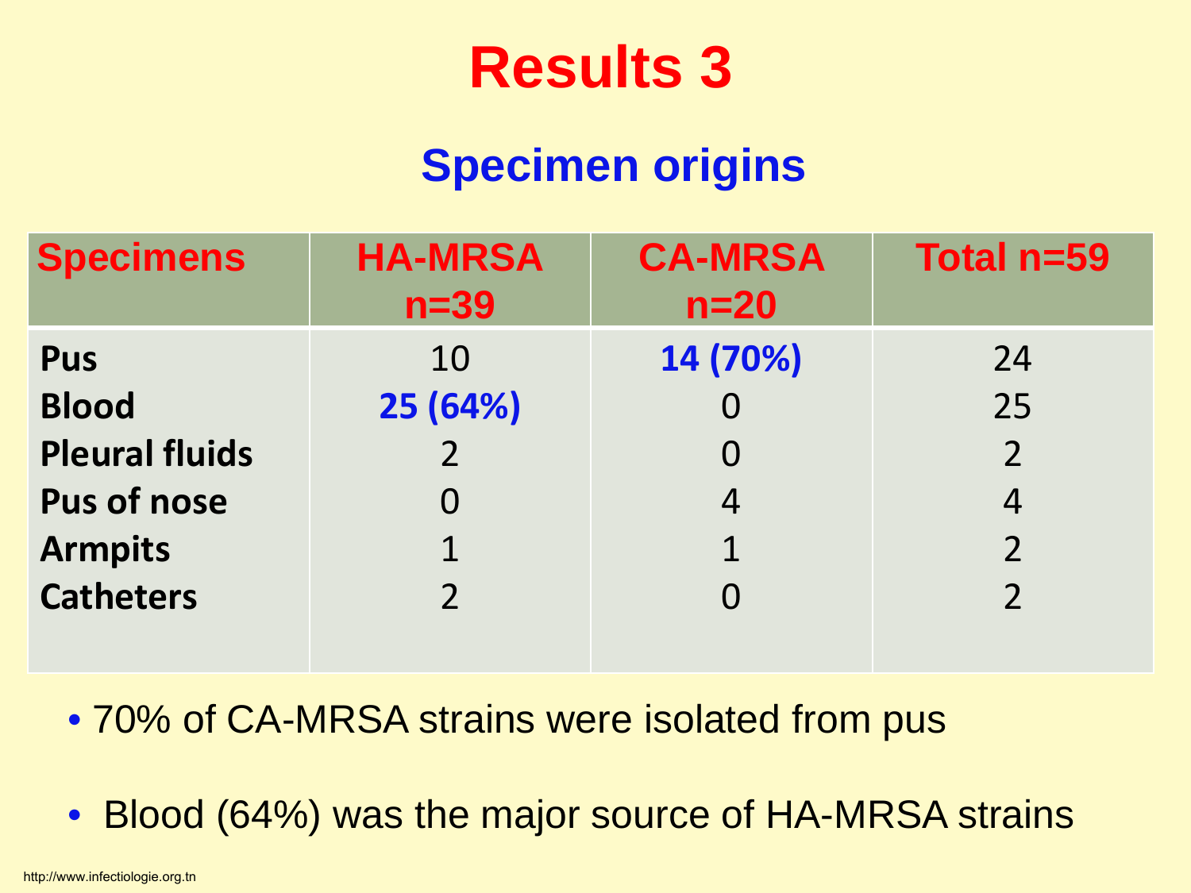# Results 3

## Specimen origins

| Specimens | HA-MRSA n=39 | CA-MRSA n=20 | Total n=59 |
|---|---|---|---|
| **Pus** | 10 | **14 (70%)** | 24 |
| **Blood** | **25 (64%)** | 0 | 25 |
| **Pleural fluids** | 2 | 0 | 2 |
| **Pus of nose** | 0 | 4 | 4 |
| **Armpits** | 1 | 1 | 2 |
| **Catheters** | 2 | 0 | 2 |

- 70% of CA-MRSA strains were isolated from pus
- Blood (64%) was the major source of HA-MRSA strains

http://www.infectiologie.org.tn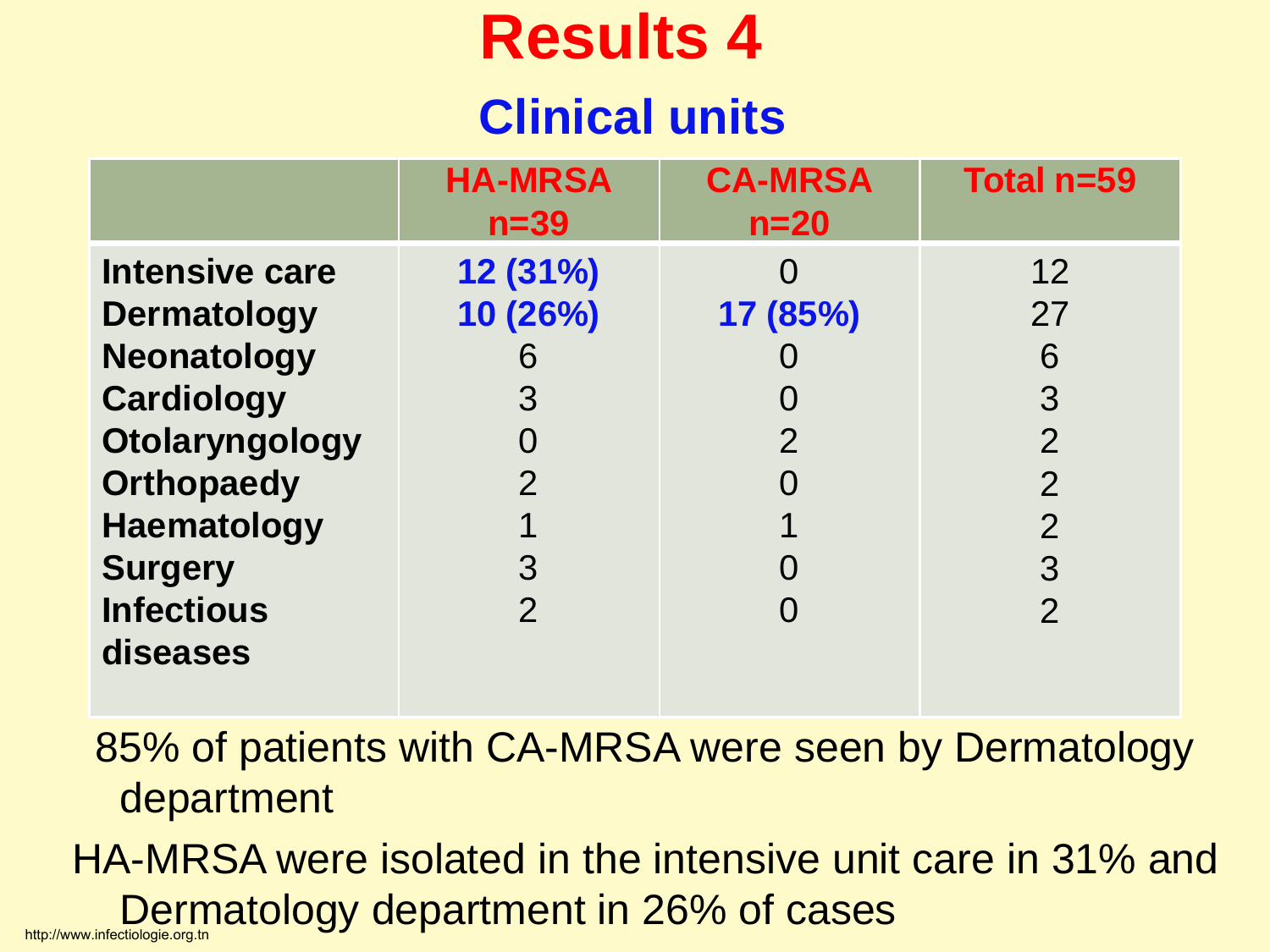# Results 4

## Clinical units

| | HA-MRSA n=39 | CA-MRSA n=20 | Total n=59 |
|---|---|---|---|
| **Intensive care** | **12 (31%)** | 0 | 12 |
| **Dermatology** | **10 (26%)** | **17 (85%)** | 27 |
| **Neonatology** | 6 | 0 | 6 |
| **Cardiology** | 3 | 0 | 3 |
| **Otolaryngology** | 0 | 2 | 2 |
| **Orthopaedy** | 2 | 0 | 2 |
| **Haematology** | 1 | 1 | 2 |
| **Surgery** | 3 | 0 | 3 |
| **Infectious diseases** | 2 | 0 | 2 |

85% of patients with CA-MRSA were seen by Dermatology department

HA-MRSA were isolated in the intensive unit care in 31% and Dermatology department in 26% of cases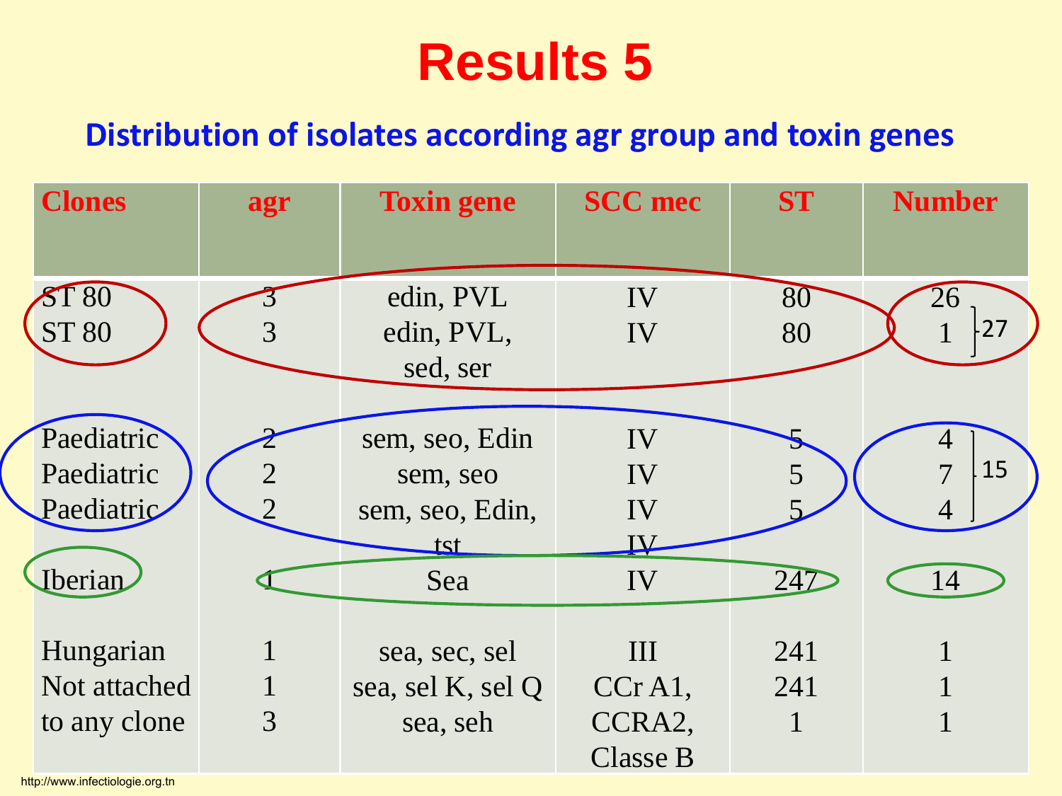# Results 5

## Distribution of isolates according agr group and toxin genes

| Clones | agr | Toxin gene | SCC mec | ST | Number |
|---|---|---|---|---|---|
| ST 80 | 3 | edin, PVL | IV | 80 | 26 |
| ST 80 | 3 | edin, PVL, sed, ser | IV | 80 | 1 (27) |
| Paediatric | 2 | sem, seo, Edin | IV | 5 | 4 |
| Paediatric | 2 | sem, seo | IV | 5 | 7 (15) |
| Paediatric | 2 | sem, seo, Edin, tst | IV | 5 | 4 |
| Iberian | 1 | Sea | IV | 247 | 14 |
| Hungarian | 1 | sea, sec, sel | III | 241 | 1 |
| Not attached to any clone | 1 | sea, sel K, sel Q | CCr A1, | 241 | 1 |
| | 3 | sea, seh | CCRA2, Classe B | 1 | 1 |

http://www.infectiologie.org.tn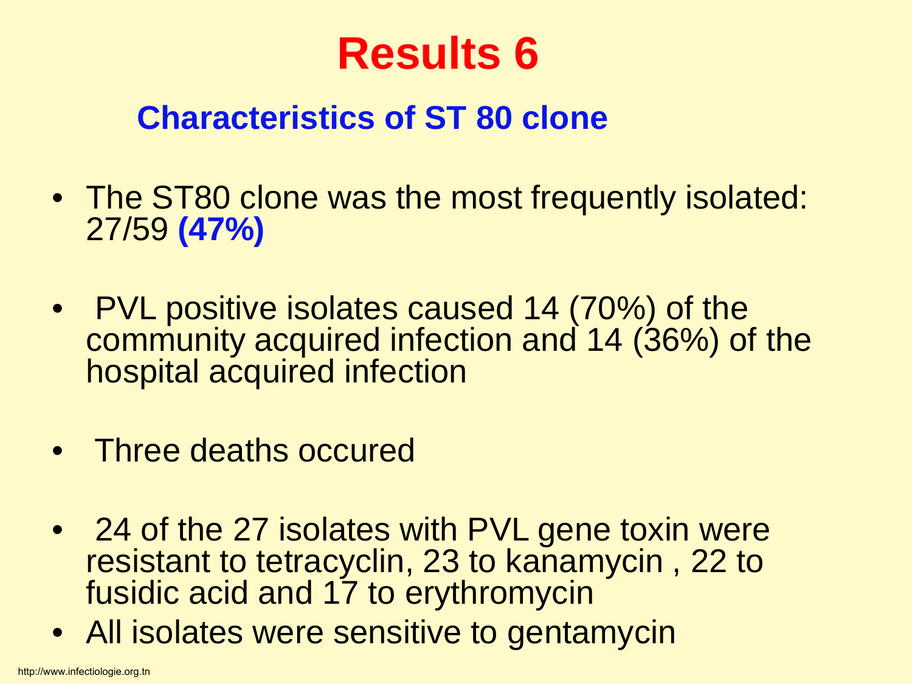# Results 6

## Characteristics of ST 80 clone

- The ST80 clone was the most frequently isolated: 27/59 **(47%)**
- PVL positive isolates caused 14 (70%) of the community acquired infection and 14 (36%) of the hospital acquired infection
- Three deaths occured
- 24 of the 27 isolates with PVL gene toxin were resistant to tetracyclin, 23 to kanamycin , 22 to fusidic acid and 17 to erythromycin
- All isolates were sensitive to gentamycin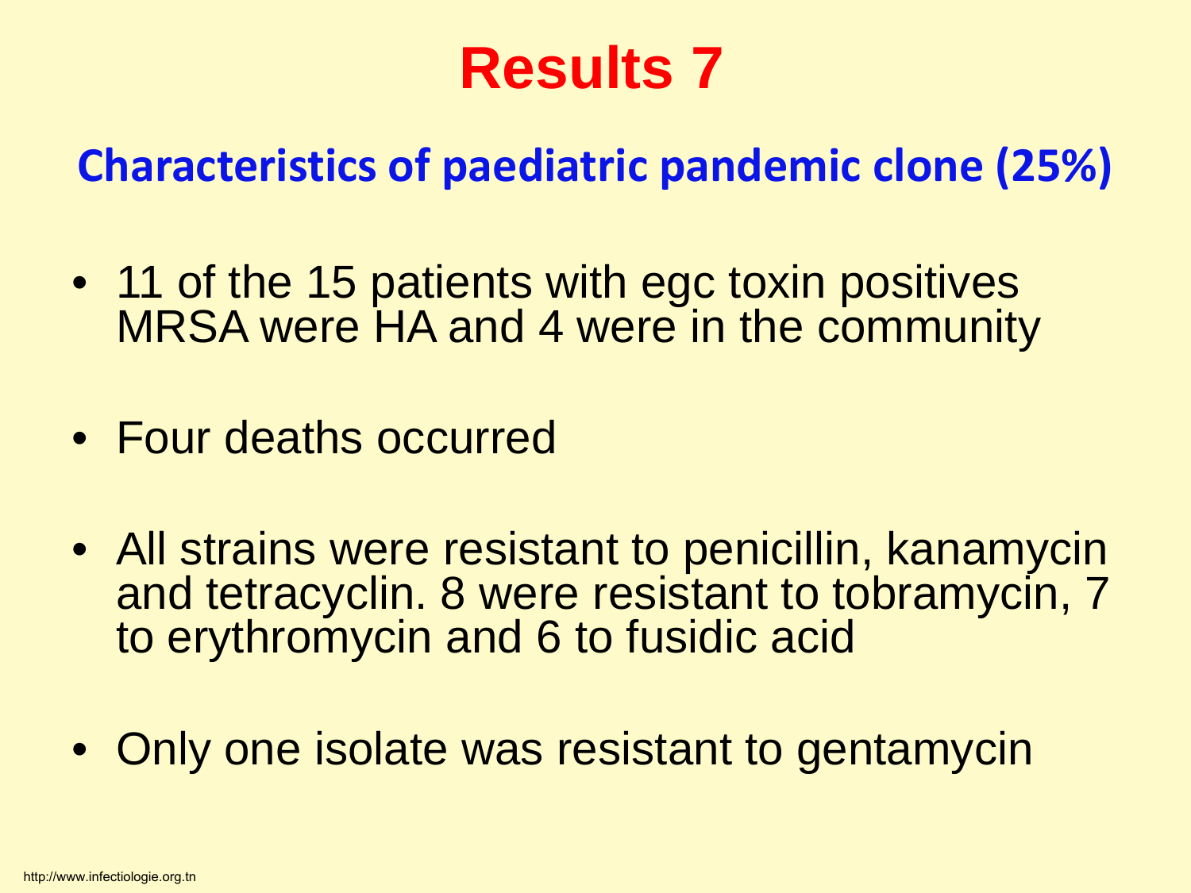# Results 7

## Characteristics of paediatric pandemic clone (25%)

- 11 of the 15 patients with egc toxin positives MRSA were HA and 4 were in the community
- Four deaths occurred
- All strains were resistant to penicillin, kanamycin and tetracyclin. 8 were resistant to tobramycin, 7 to erythromycin and 6 to fusidic acid
- Only one isolate was resistant to gentamycin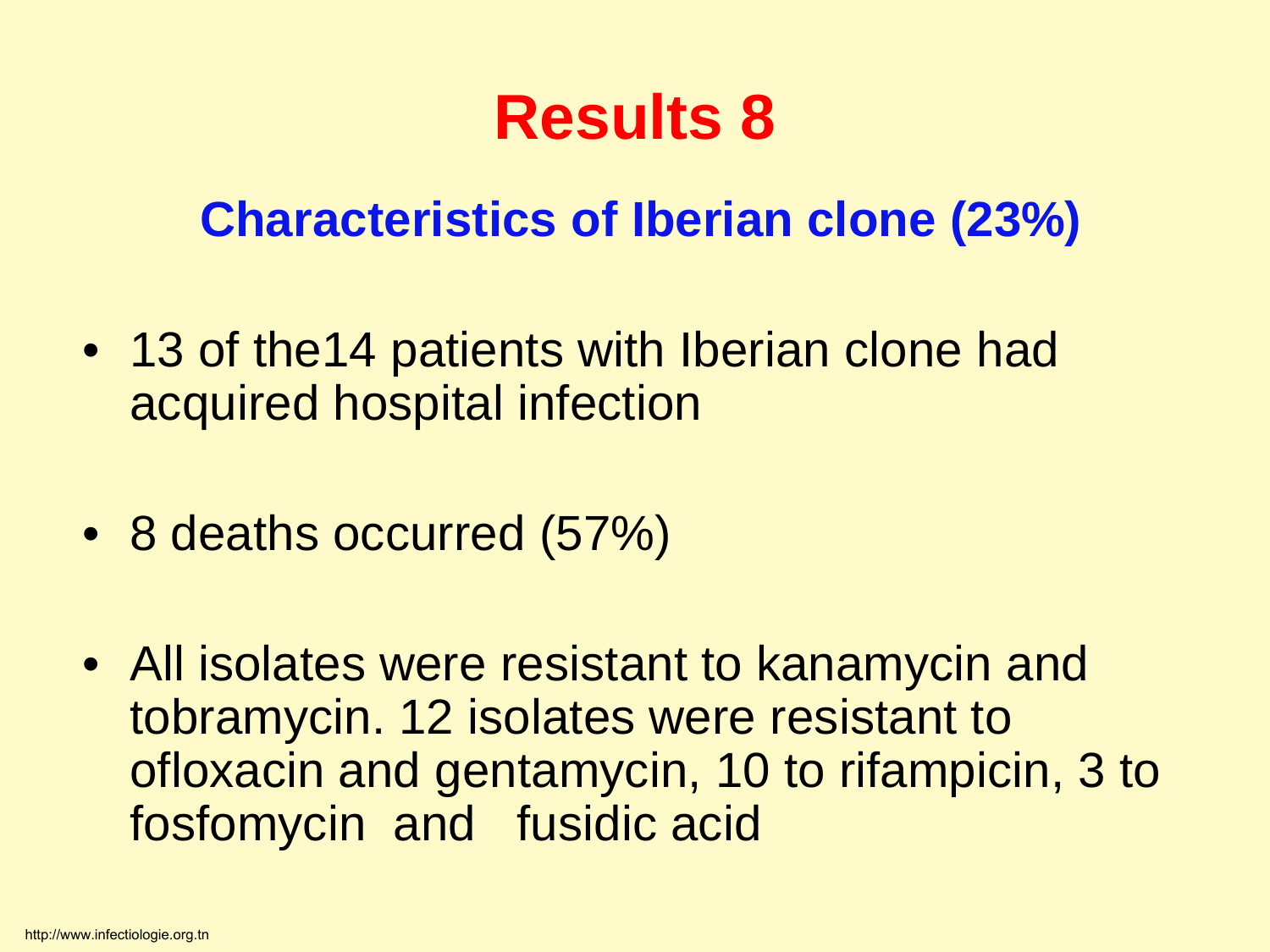# Results 8

## Characteristics of Iberian clone (23%)

- 13 of the14 patients with Iberian clone had acquired hospital infection
- 8 deaths occurred (57%)
- All isolates were resistant to kanamycin and tobramycin. 12 isolates were resistant to ofloxacin and gentamycin, 10 to rifampicin, 3 to fosfomycin and fusidic acid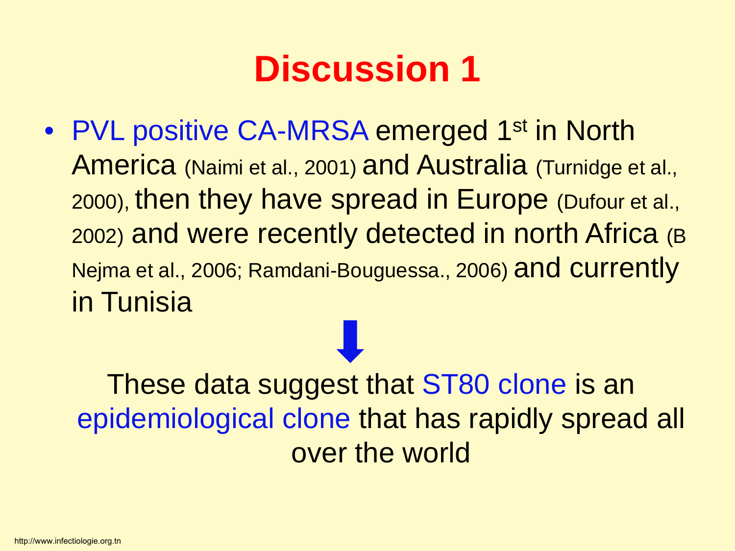# Discussion 1

- PVL positive CA-MRSA emerged 1st in North America (Naimi et al., 2001) and Australia (Turnidge et al., 2000), then they have spread in Europe (Dufour et al., 2002) and were recently detected in north Africa (B Nejma et al., 2006; Ramdani-Bouguessa., 2006) and currently in Tunisia

⬇

These data suggest that ST80 clone is an epidemiological clone that has rapidly spread all over the world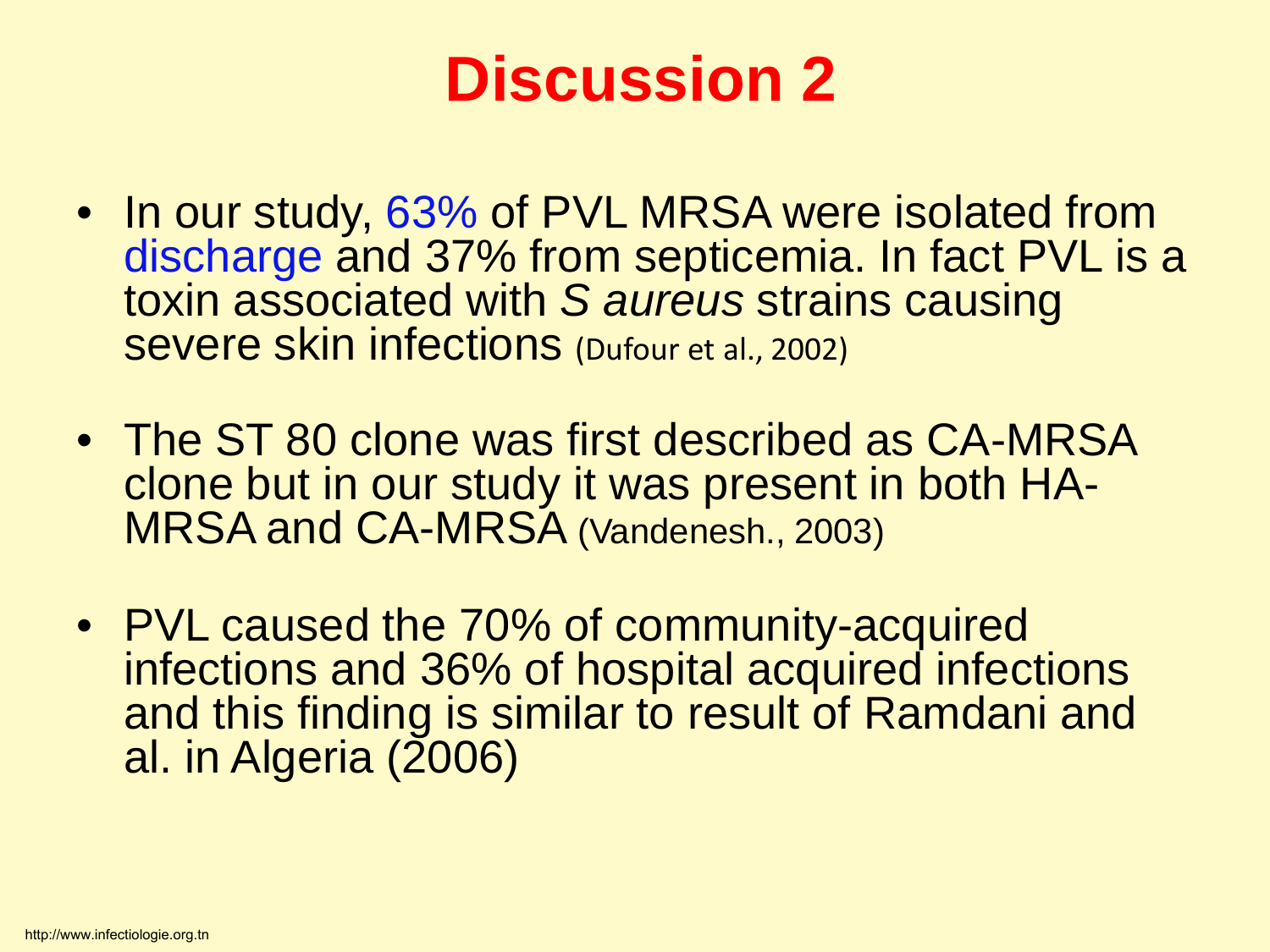# Discussion 2

- In our study, 63% of PVL MRSA were isolated from discharge and 37% from septicemia. In fact PVL is a toxin associated with *S aureus* strains causing severe skin infections (Dufour et al., 2002)
- The ST 80 clone was first described as CA-MRSA clone but in our study it was present in both HA-MRSA and CA-MRSA (Vandenesh., 2003)
- PVL caused the 70% of community-acquired infections and 36% of hospital acquired infections and this finding is similar to result of Ramdani and al. in Algeria (2006)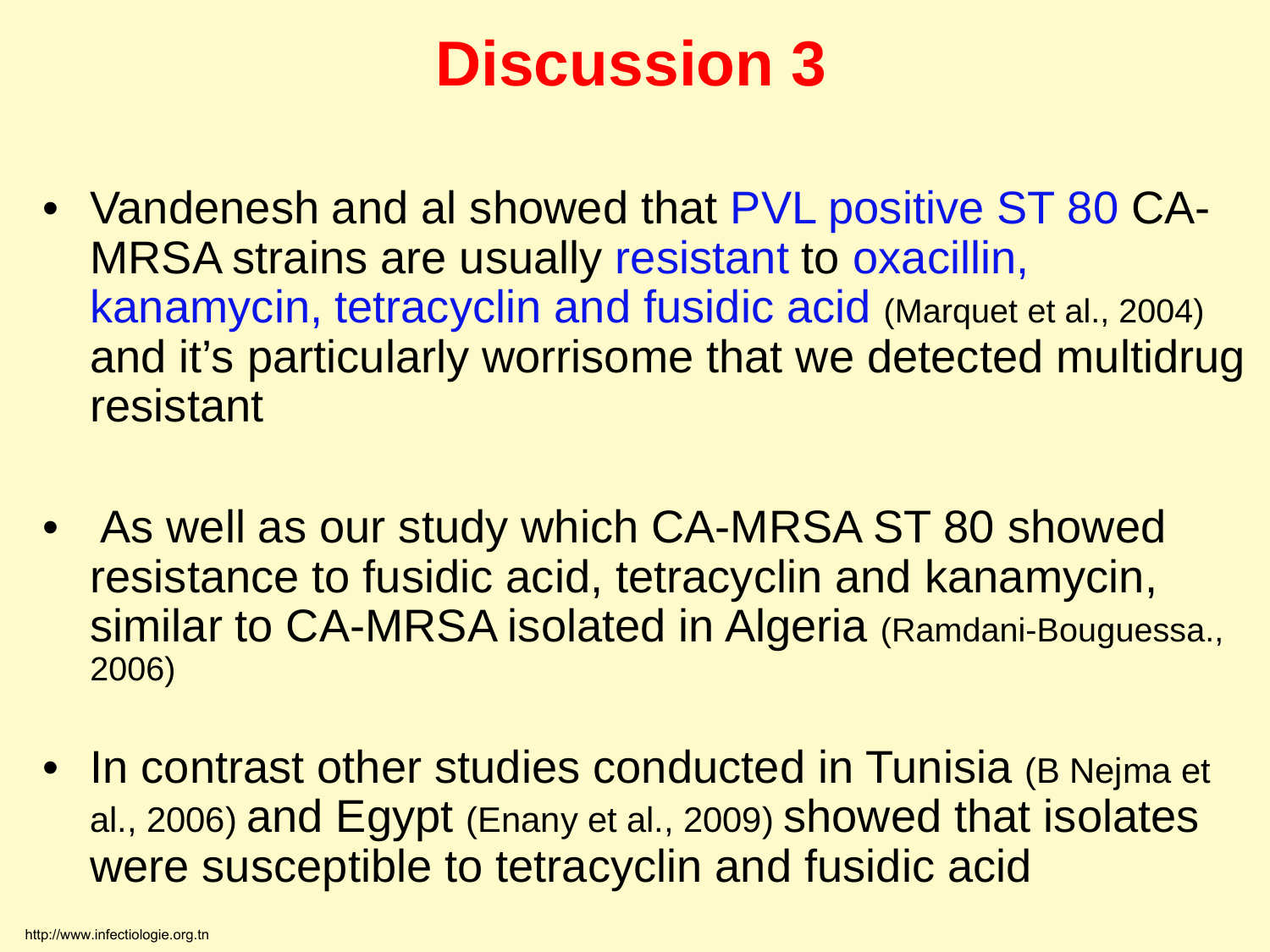# Discussion 3

- Vandenesh and al showed that PVL positive ST 80 CA-MRSA strains are usually resistant to oxacillin, kanamycin, tetracyclin and fusidic acid (Marquet et al., 2004) and it's particularly worrisome that we detected multidrug resistant

- As well as our study which CA-MRSA ST 80 showed resistance to fusidic acid, tetracyclin and kanamycin, similar to CA-MRSA isolated in Algeria (Ramdani-Bouguessa., 2006)

- In contrast other studies conducted in Tunisia (B Nejma et al., 2006) and Egypt (Enany et al., 2009) showed that isolates were susceptible to tetracyclin and fusidic acid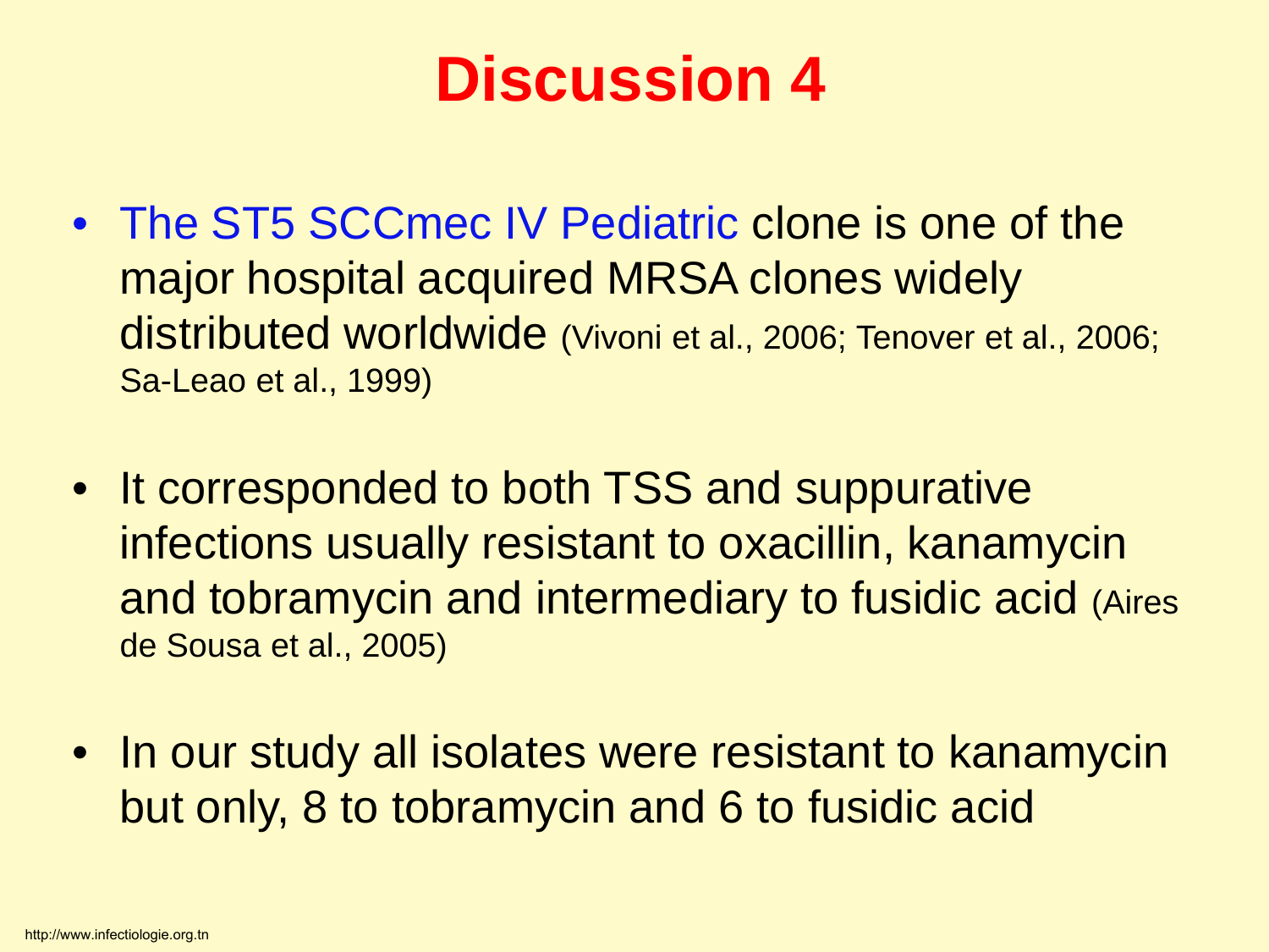# Discussion 4

- The ST5 SCCmec IV Pediatric clone is one of the major hospital acquired MRSA clones widely distributed worldwide (Vivoni et al., 2006; Tenover et al., 2006; Sa-Leao et al., 1999)

- It corresponded to both TSS and suppurative infections usually resistant to oxacillin, kanamycin and tobramycin and intermediary to fusidic acid (Aires de Sousa et al., 2005)

- In our study all isolates were resistant to kanamycin but only, 8 to tobramycin and 6 to fusidic acid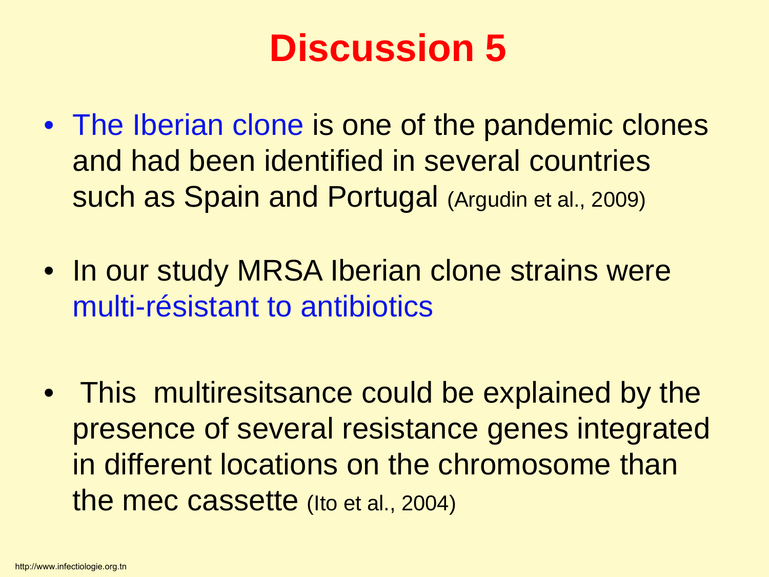# Discussion 5

- The Iberian clone is one of the pandemic clones and had been identified in several countries such as Spain and Portugal (Argudin et al., 2009)
- In our study MRSA Iberian clone strains were multi-résistant to antibiotics
- This multiresitsance could be explained by the presence of several resistance genes integrated in different locations on the chromosome than the mec cassette (Ito et al., 2004)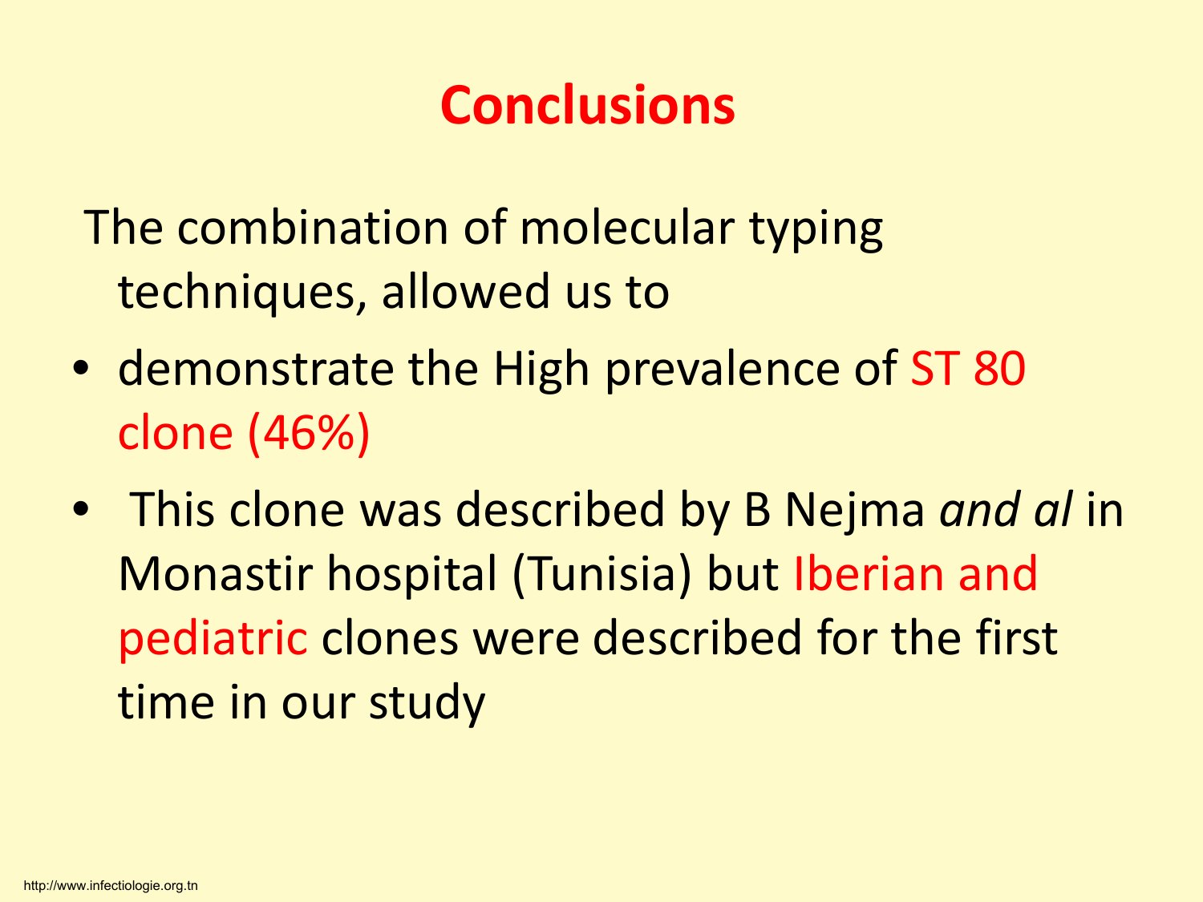# Conclusions

The combination of molecular typing techniques, allowed us to

- demonstrate the High prevalence of ST 80 clone (46%)
- This clone was described by B Nejma *and al* in Monastir hospital (Tunisia) but Iberian and pediatric clones were described for the first time in our study

http://www.infectiologie.org.tn